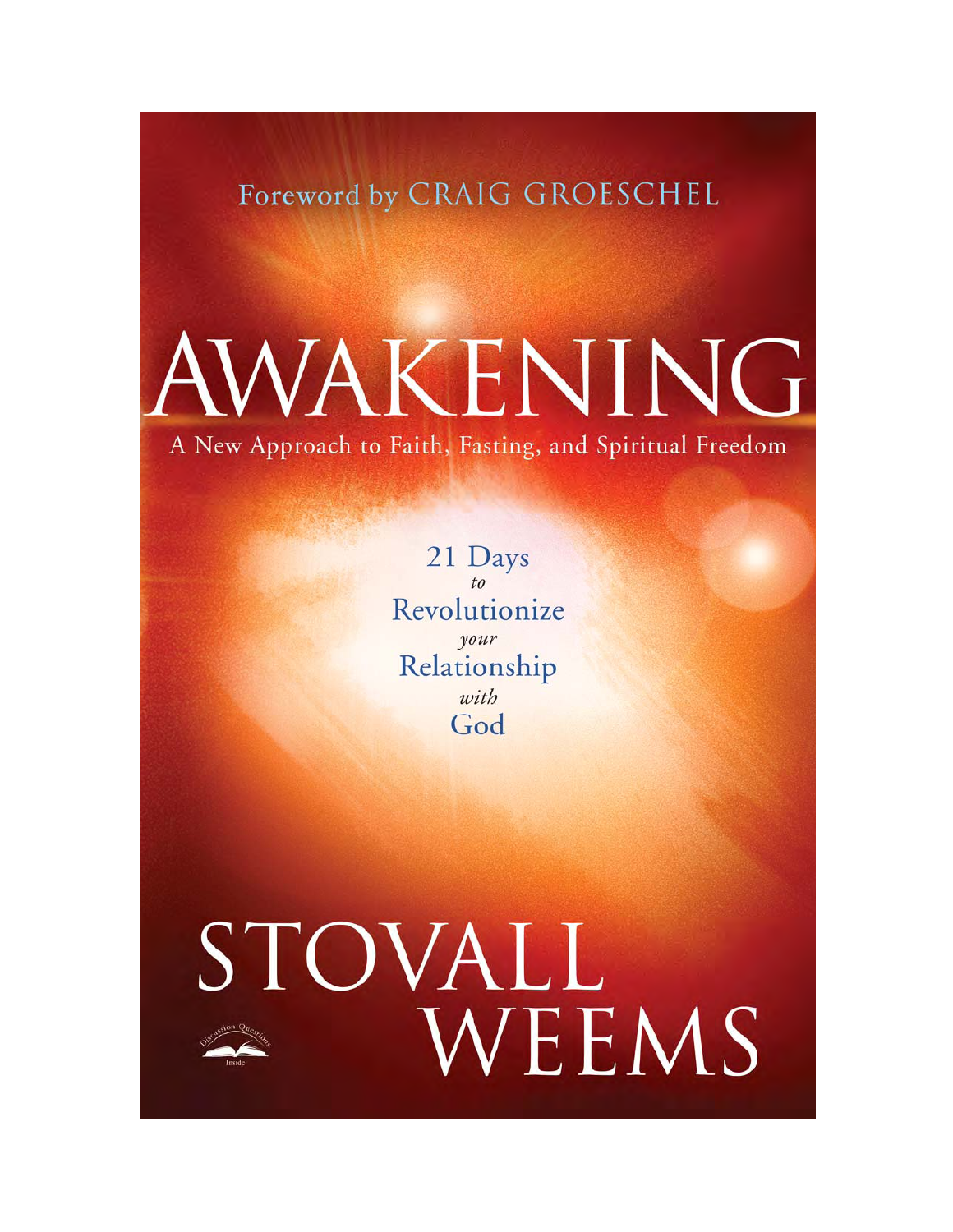Foreword by CRAIG GROESCHEL

# AWAKENING

## A New Approach to Faith, Fasting, and Spiritual Freedom

21 Days *to* Revolutionize *your* Relationship *with* God

# STOVALL WEEMS

Discussion Questions Inside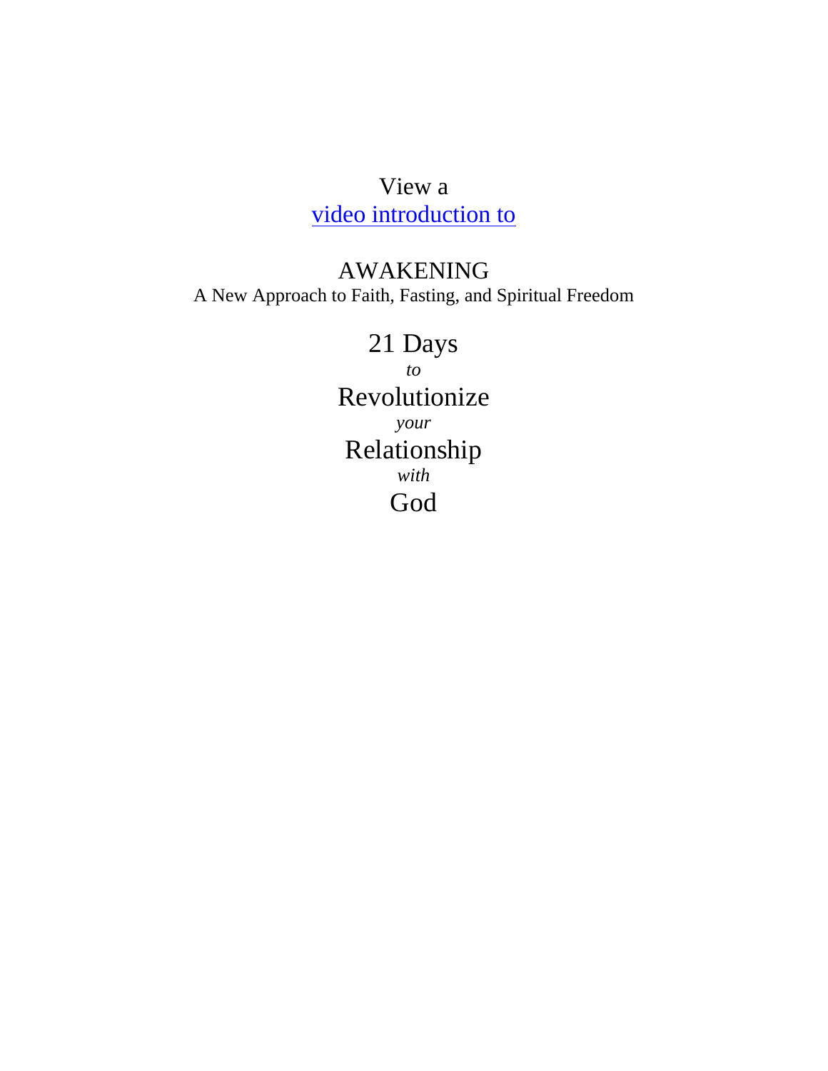View a
video introduction to

# AWAKENING

A New Approach to Faith, Fasting, and Spiritual Freedom

21 Days
*to*
Revolutionize
*your*
Relationship
*with*
God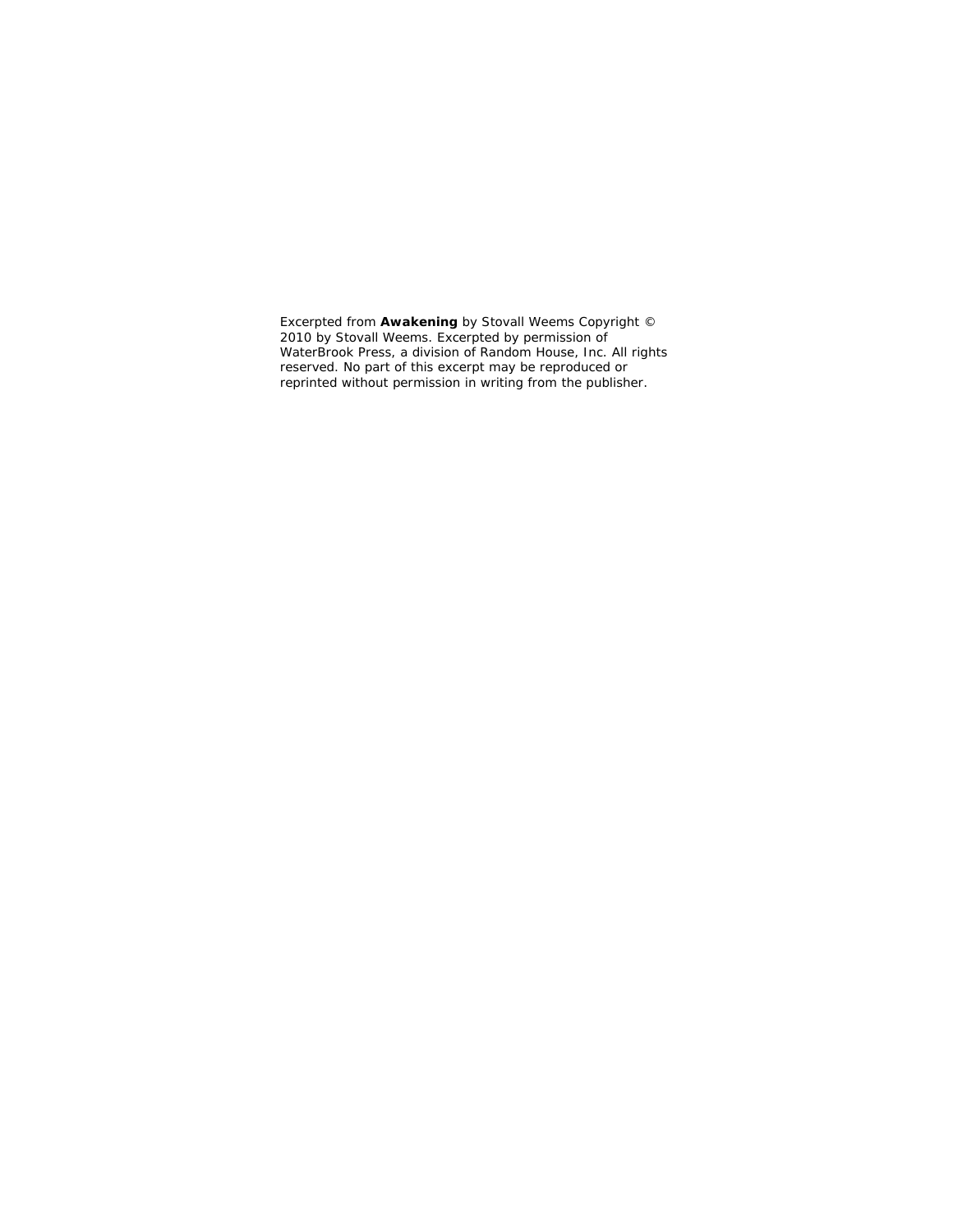Excerpted from **Awakening** by Stovall Weems Copyright © 2010 by Stovall Weems. Excerpted by permission of WaterBrook Press, a division of Random House, Inc. All rights reserved. No part of this excerpt may be reproduced or reprinted without permission in writing from the publisher.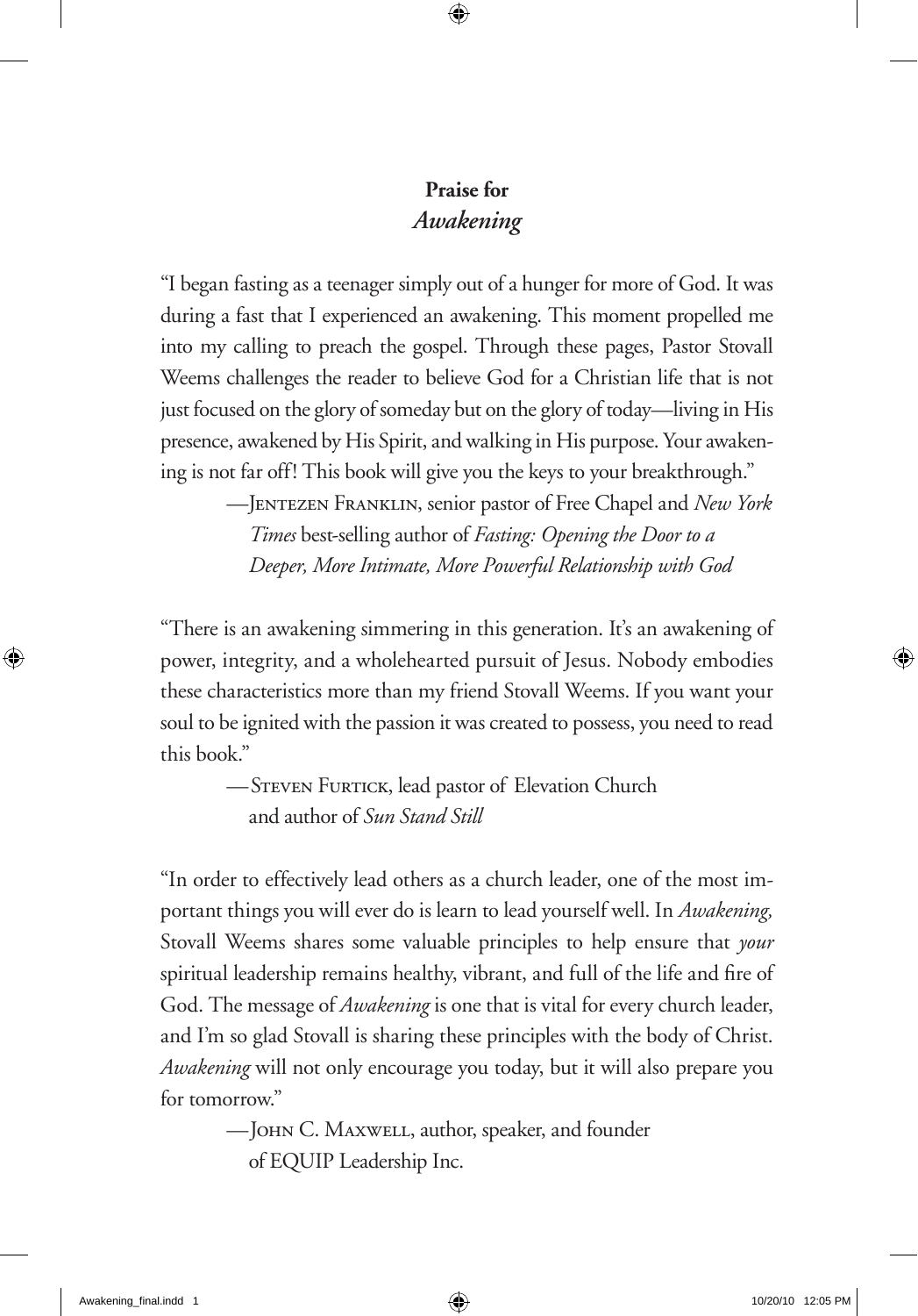## **Praise for** *Awakening*

"I began fasting as a teenager simply out of a hunger for more of God. It was during a fast that I experienced an awakening. This moment propelled me into my calling to preach the gospel. Through these pages, Pastor Stovall Weems challenges the reader to believe God for a Christian life that is not just focused on the glory of someday but on the glory of today—living in His presence, awakened by His Spirit, and walking in His purpose. Your awakening is not far off! This book will give you the keys to your breakthrough."

—Jentezen Franklin, senior pastor of Free Chapel and *New York Times* best-selling author of *Fasting: Opening the Door to a Deeper, More Intimate, More Powerful Relationship with God*

"There is an awakening simmering in this generation. It's an awakening of power, integrity, and a wholehearted pursuit of Jesus. Nobody embodies these characteristics more than my friend Stovall Weems. If you want your soul to be ignited with the passion it was created to possess, you need to read this book."

—Steven Furtick, lead pastor of Elevation Church and author of *Sun Stand Still*

"In order to effectively lead others as a church leader, one of the most important things you will ever do is learn to lead yourself well. In *Awakening,* Stovall Weems shares some valuable principles to help ensure that *your* spiritual leadership remains healthy, vibrant, and full of the life and fire of God. The message of *Awakening* is one that is vital for every church leader, and I'm so glad Stovall is sharing these principles with the body of Christ. *Awakening* will not only encourage you today, but it will also prepare you for tomorrow."

—John C. Maxwell, author, speaker, and founder of EQUIP Leadership Inc.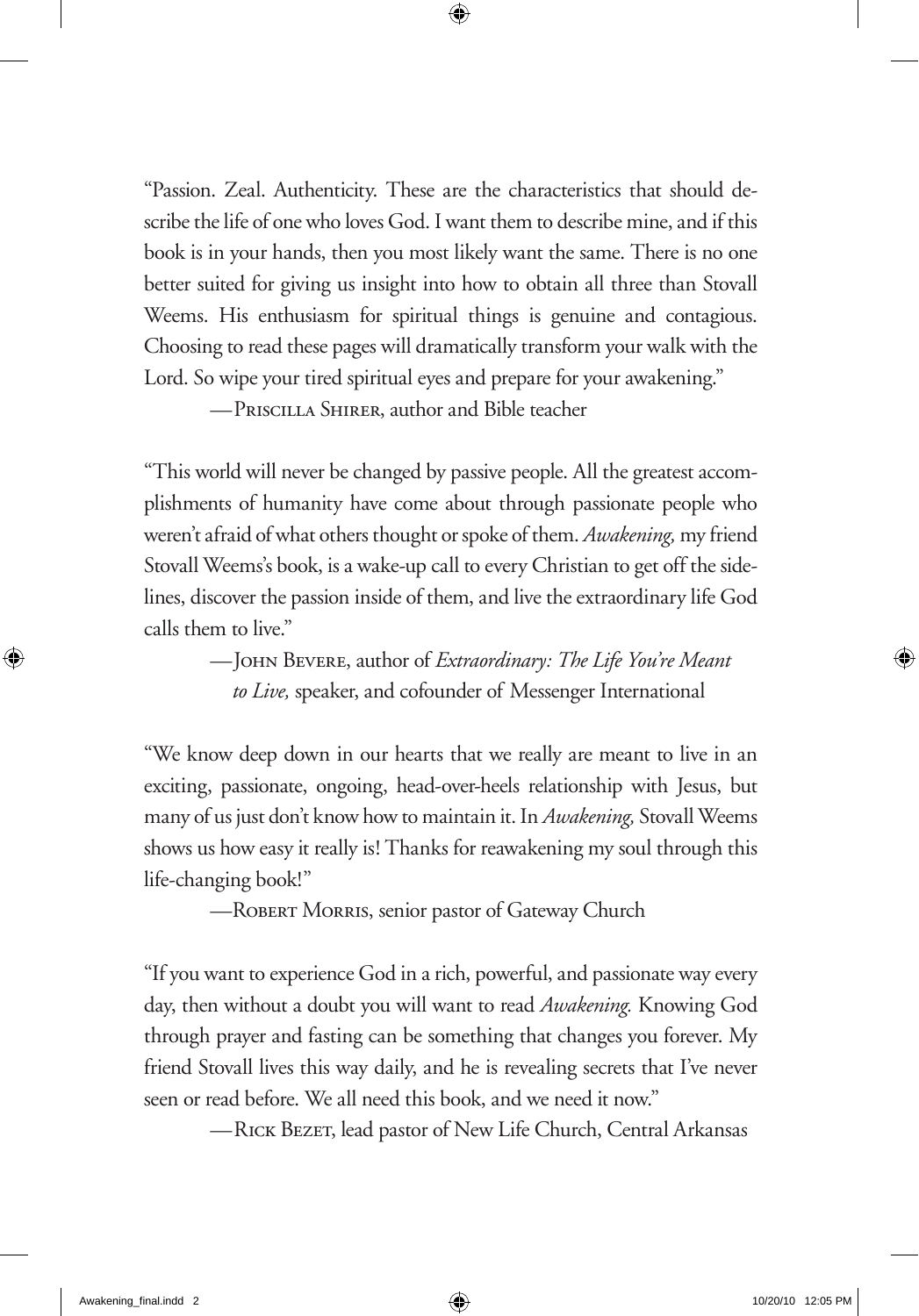"Passion. Zeal. Authenticity. These are the characteristics that should describe the life of one who loves God. I want them to describe mine, and if this book is in your hands, then you most likely want the same. There is no one better suited for giving us insight into how to obtain all three than Stovall Weems. His enthusiasm for spiritual things is genuine and contagious. Choosing to read these pages will dramatically transform your walk with the Lord. So wipe your tired spiritual eyes and prepare for your awakening."

—Priscilla Shirer, author and Bible teacher

"This world will never be changed by passive people. All the greatest accomplishments of humanity have come about through passionate people who weren't afraid of what others thought or spoke of them. *Awakening,* my friend Stovall Weems's book, is a wake-up call to every Christian to get off the sidelines, discover the passion inside of them, and live the extraordinary life God calls them to live."

—John Bevere, author of *Extraordinary: The Life You're Meant to Live,* speaker, and cofounder of Messenger International

"We know deep down in our hearts that we really are meant to live in an exciting, passionate, ongoing, head-over-heels relationship with Jesus, but many of us just don't know how to maintain it. In *Awakening,* Stovall Weems shows us how easy it really is! Thanks for reawakening my soul through this life-changing book!"

—Robert Morris, senior pastor of Gateway Church

"If you want to experience God in a rich, powerful, and passionate way every day, then without a doubt you will want to read *Awakening.* Knowing God through prayer and fasting can be something that changes you forever. My friend Stovall lives this way daily, and he is revealing secrets that I've never seen or read before. We all need this book, and we need it now."

—Rick Bezet, lead pastor of New Life Church, Central Arkansas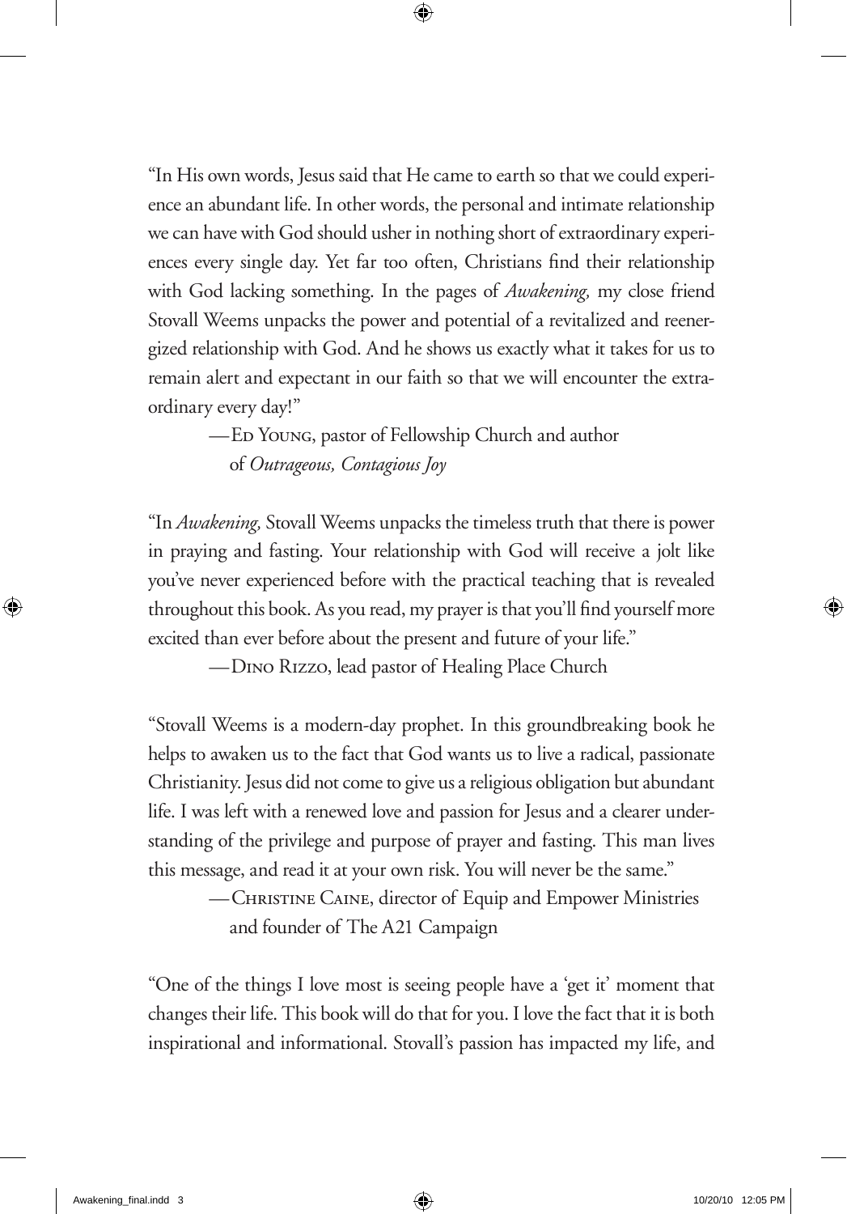"In His own words, Jesus said that He came to earth so that we could experience an abundant life. In other words, the personal and intimate relationship we can have with God should usher in nothing short of extraordinary experiences every single day. Yet far too often, Christians find their relationship with God lacking something. In the pages of *Awakening,* my close friend Stovall Weems unpacks the power and potential of a revitalized and reenergized relationship with God. And he shows us exactly what it takes for us to remain alert and expectant in our faith so that we will encounter the extraordinary every day!"

—Ed Young, pastor of Fellowship Church and author of *Outrageous, Contagious Joy*

"In *Awakening,* Stovall Weems unpacks the timeless truth that there is power in praying and fasting. Your relationship with God will receive a jolt like you've never experienced before with the practical teaching that is revealed throughout this book. As you read, my prayer is that you'll find yourself more excited than ever before about the present and future of your life."

—Dino Rizzo, lead pastor of Healing Place Church

"Stovall Weems is a modern-day prophet. In this groundbreaking book he helps to awaken us to the fact that God wants us to live a radical, passionate Christianity. Jesus did not come to give us a religious obligation but abundant life. I was left with a renewed love and passion for Jesus and a clearer understanding of the privilege and purpose of prayer and fasting. This man lives this message, and read it at your own risk. You will never be the same."

—Christine Caine, director of Equip and Empower Ministries and founder of The A21 Campaign

"One of the things I love most is seeing people have a 'get it' moment that changes their life. This book will do that for you. I love the fact that it is both inspirational and informational. Stovall's passion has impacted my life, and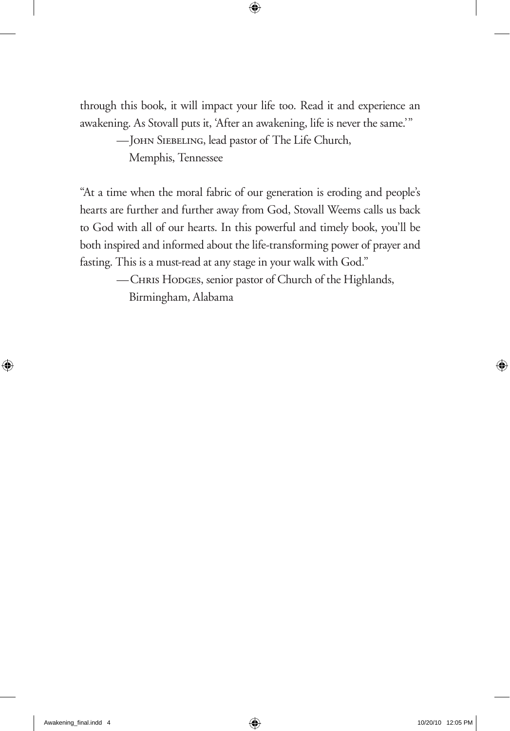through this book, it will impact your life too. Read it and experience an awakening. As Stovall puts it, 'After an awakening, life is never the same.'"

—John Siebeling, lead pastor of The Life Church, Memphis, Tennessee

"At a time when the moral fabric of our generation is eroding and people's hearts are further and further away from God, Stovall Weems calls us back to God with all of our hearts. In this powerful and timely book, you'll be both inspired and informed about the life-transforming power of prayer and fasting. This is a must-read at any stage in your walk with God."

—Chris Hodges, senior pastor of Church of the Highlands, Birmingham, Alabama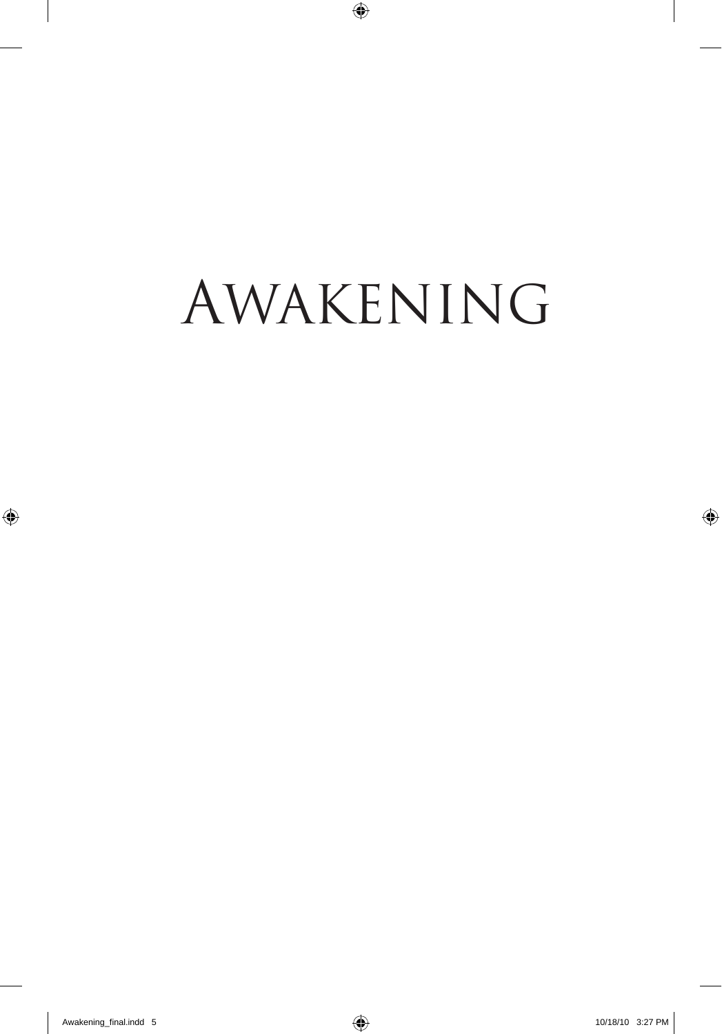# AWAKENING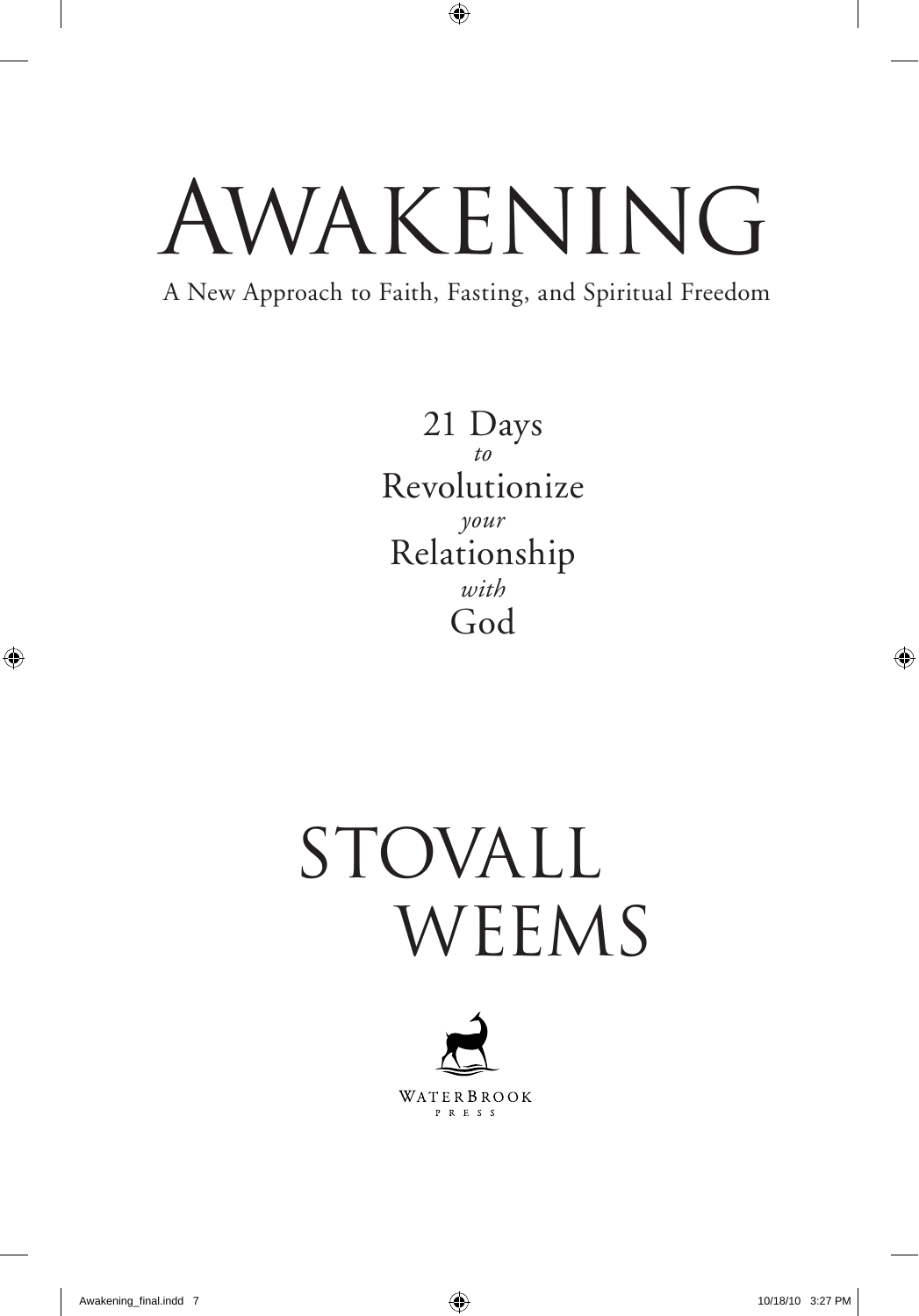# AWAKENING

A New Approach to Faith, Fasting, and Spiritual Freedom

21 Days
*to*
Revolutionize
*your*
Relationship
*with*
God

STOVALL
WEEMS

WATERBROOK
PRESS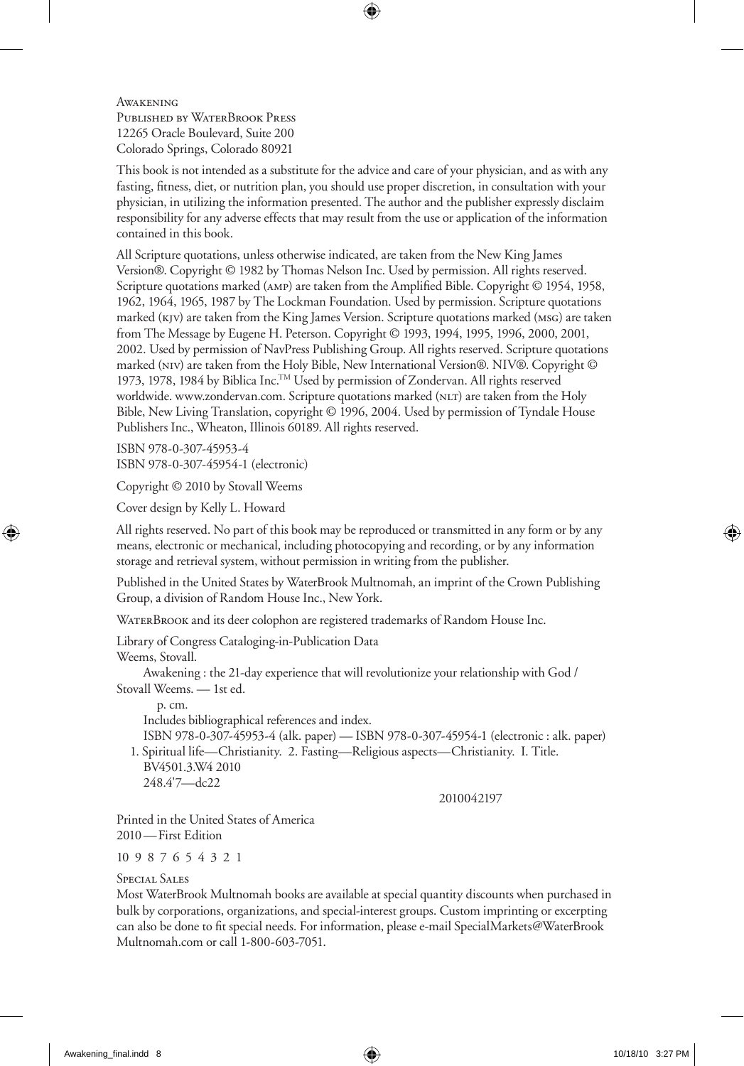AWAKENING
PUBLISHED BY WATERBROOK PRESS
12265 Oracle Boulevard, Suite 200
Colorado Springs, Colorado 80921

This book is not intended as a substitute for the advice and care of your physician, and as with any fasting, fitness, diet, or nutrition plan, you should use proper discretion, in consultation with your physician, in utilizing the information presented. The author and the publisher expressly disclaim responsibility for any adverse effects that may result from the use or application of the information contained in this book.

All Scripture quotations, unless otherwise indicated, are taken from the New King James Version®. Copyright © 1982 by Thomas Nelson Inc. Used by permission. All rights reserved. Scripture quotations marked (AMP) are taken from the Amplified Bible. Copyright © 1954, 1958, 1962, 1964, 1965, 1987 by The Lockman Foundation. Used by permission. Scripture quotations marked (KJV) are taken from the King James Version. Scripture quotations marked (MSG) are taken from The Message by Eugene H. Peterson. Copyright © 1993, 1994, 1995, 1996, 2000, 2001, 2002. Used by permission of NavPress Publishing Group. All rights reserved. Scripture quotations marked (NIV) are taken from the Holy Bible, New International Version®. NIV®. Copyright © 1973, 1978, 1984 by Biblica Inc.™ Used by permission of Zondervan. All rights reserved worldwide. www.zondervan.com. Scripture quotations marked (NLT) are taken from the Holy Bible, New Living Translation, copyright © 1996, 2004. Used by permission of Tyndale House Publishers Inc., Wheaton, Illinois 60189. All rights reserved.

ISBN 978-0-307-45953-4
ISBN 978-0-307-45954-1 (electronic)

Copyright © 2010 by Stovall Weems

Cover design by Kelly L. Howard

All rights reserved. No part of this book may be reproduced or transmitted in any form or by any means, electronic or mechanical, including photocopying and recording, or by any information storage and retrieval system, without permission in writing from the publisher.

Published in the United States by WaterBrook Multnomah, an imprint of the Crown Publishing Group, a division of Random House Inc., New York.

WATERBROOK and its deer colophon are registered trademarks of Random House Inc.

Library of Congress Cataloging-in-Publication Data
Weems, Stovall.
Awakening : the 21-day experience that will revolutionize your relationship with God / Stovall Weems. — 1st ed.
p. cm.
Includes bibliographical references and index.
ISBN 978-0-307-45953-4 (alk. paper) — ISBN 978-0-307-45954-1 (electronic : alk. paper)
1. Spiritual life—Christianity. 2. Fasting—Religious aspects—Christianity. I. Title.
BV4501.3.W4 2010
248.4'7—dc22

2010042197

Printed in the United States of America
2010—First Edition

10 9 8 7 6 5 4 3 2 1

SPECIAL SALES
Most WaterBrook Multnomah books are available at special quantity discounts when purchased in bulk by corporations, organizations, and special-interest groups. Custom imprinting or excerpting can also be done to fit special needs. For information, please e-mail SpecialMarkets@WaterBrookMultnomah.com or call 1-800-603-7051.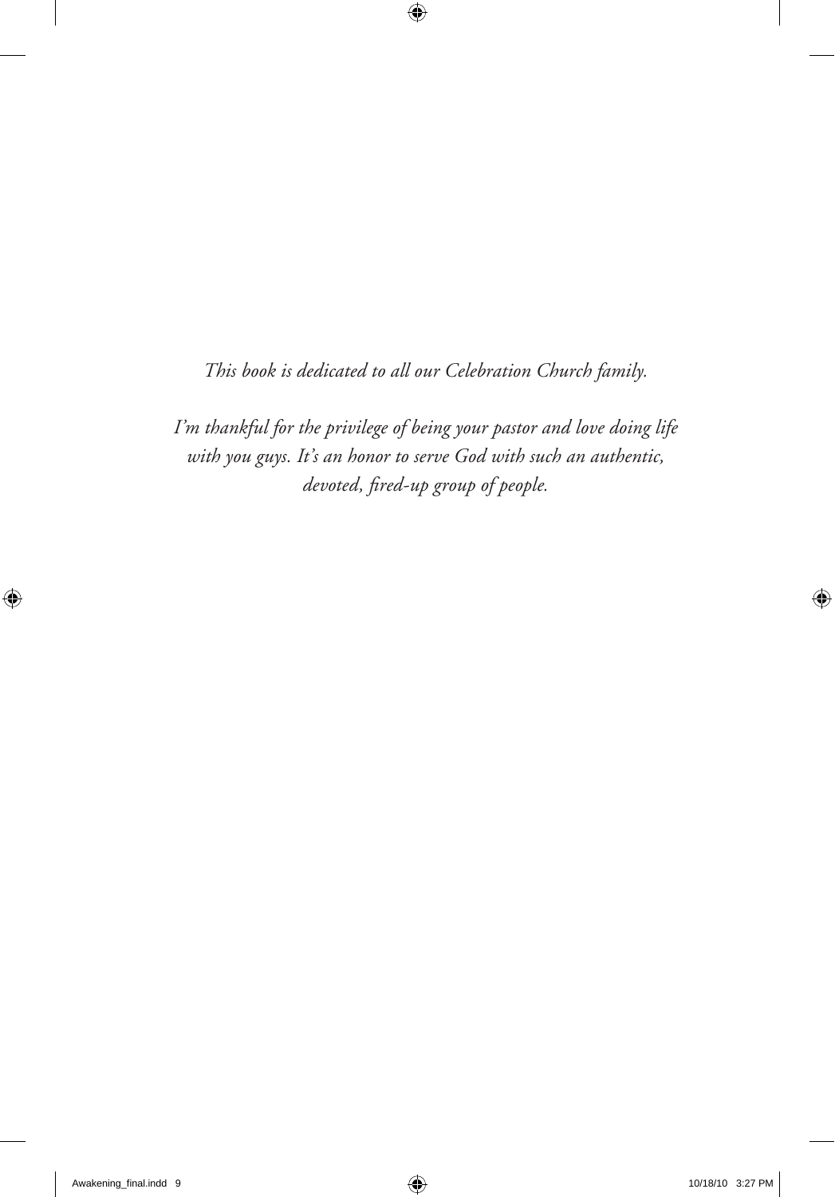*This book is dedicated to all our Celebration Church family.*

*I'm thankful for the privilege of being your pastor and love doing life with you guys. It's an honor to serve God with such an authentic, devoted, fired-up group of people.*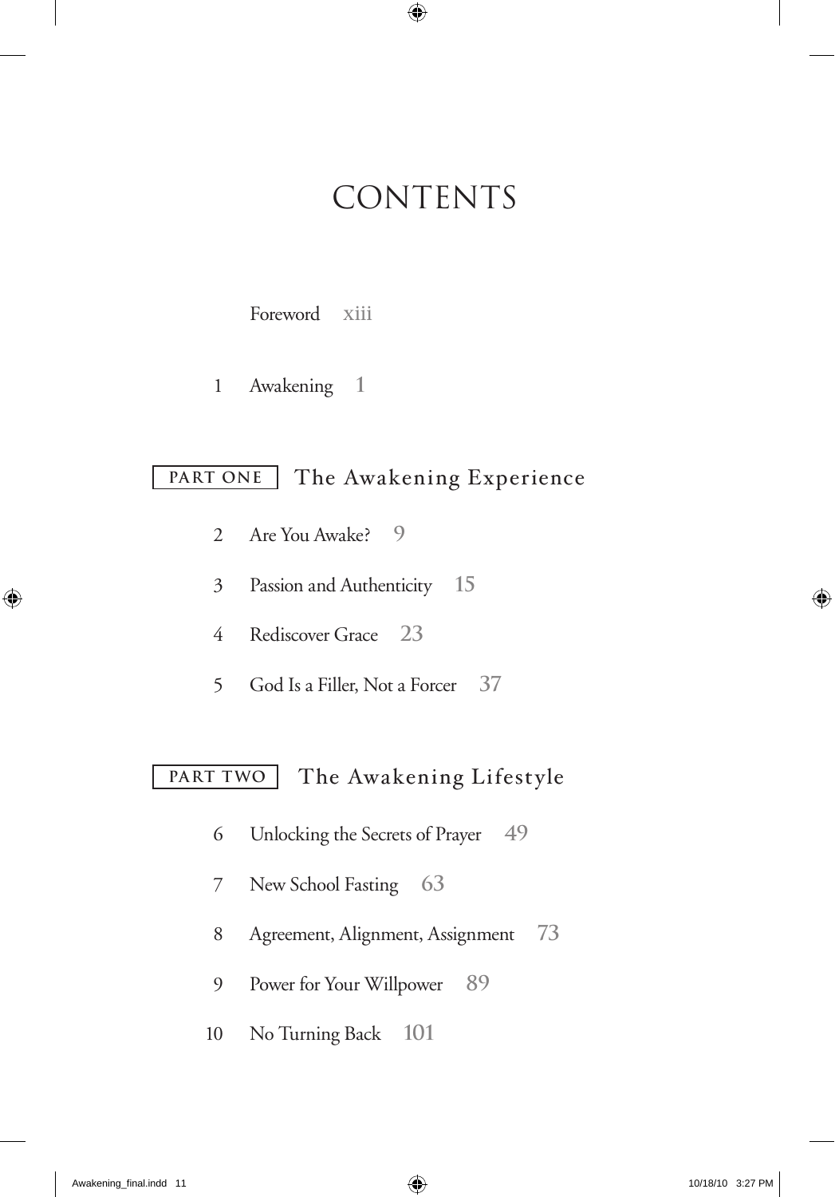# CONTENTS

Foreword xiii

1 Awakening 1

## PART ONE The Awakening Experience

2 Are You Awake? 9

3 Passion and Authenticity 15

4 Rediscover Grace 23

5 God Is a Filler, Not a Forcer 37

## PART TWO The Awakening Lifestyle

6 Unlocking the Secrets of Prayer 49

7 New School Fasting 63

8 Agreement, Alignment, Assignment 73

9 Power for Your Willpower 89

10 No Turning Back 101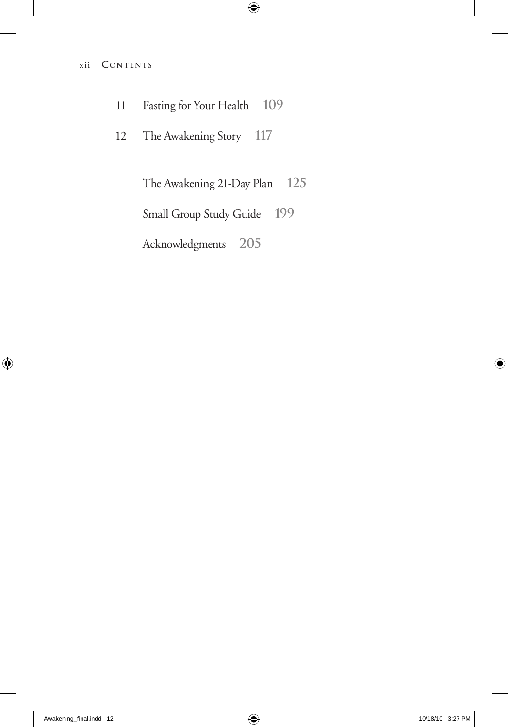11 Fasting for Your Health **109**

12 The Awakening Story **117**

The Awakening 21-Day Plan **125**

Small Group Study Guide **199**

Acknowledgments **205**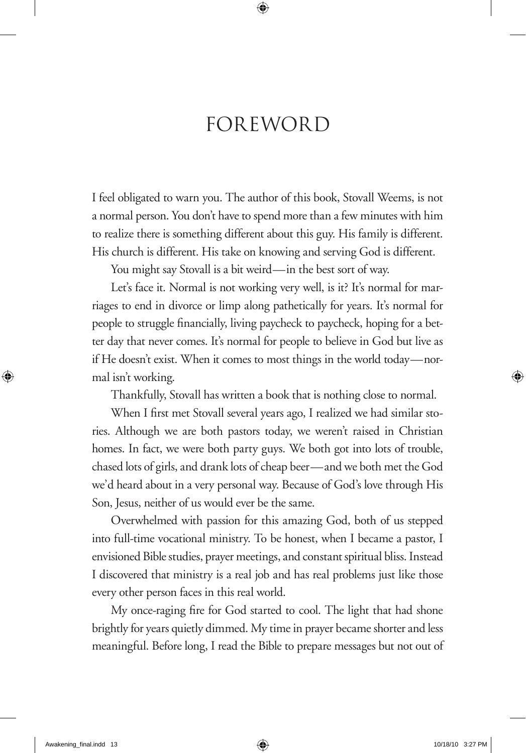# FOREWORD

I feel obligated to warn you. The author of this book, Stovall Weems, is not a normal person. You don't have to spend more than a few minutes with him to realize there is something different about this guy. His family is different. His church is different. His take on knowing and serving God is different.

You might say Stovall is a bit weird—in the best sort of way.

Let's face it. Normal is not working very well, is it? It's normal for marriages to end in divorce or limp along pathetically for years. It's normal for people to struggle financially, living paycheck to paycheck, hoping for a better day that never comes. It's normal for people to believe in God but live as if He doesn't exist. When it comes to most things in the world today—normal isn't working.

Thankfully, Stovall has written a book that is nothing close to normal.

When I first met Stovall several years ago, I realized we had similar stories. Although we are both pastors today, we weren't raised in Christian homes. In fact, we were both party guys. We both got into lots of trouble, chased lots of girls, and drank lots of cheap beer—and we both met the God we'd heard about in a very personal way. Because of God's love through His Son, Jesus, neither of us would ever be the same.

Overwhelmed with passion for this amazing God, both of us stepped into full-time vocational ministry. To be honest, when I became a pastor, I envisioned Bible studies, prayer meetings, and constant spiritual bliss. Instead I discovered that ministry is a real job and has real problems just like those every other person faces in this real world.

My once-raging fire for God started to cool. The light that had shone brightly for years quietly dimmed. My time in prayer became shorter and less meaningful. Before long, I read the Bible to prepare messages but not out of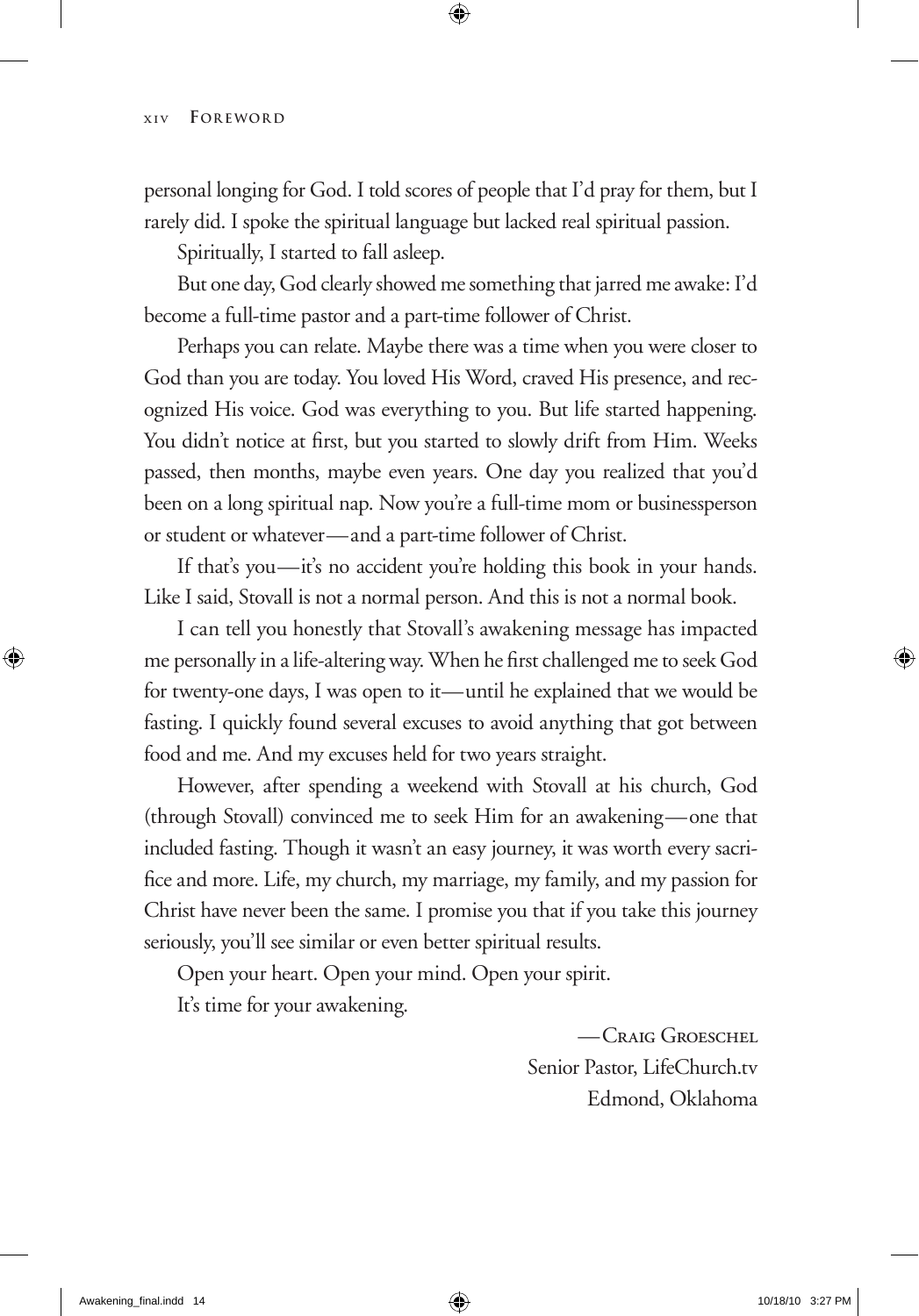personal longing for God. I told scores of people that I'd pray for them, but I rarely did. I spoke the spiritual language but lacked real spiritual passion.

Spiritually, I started to fall asleep.

But one day, God clearly showed me something that jarred me awake: I'd become a full-time pastor and a part-time follower of Christ.

Perhaps you can relate. Maybe there was a time when you were closer to God than you are today. You loved His Word, craved His presence, and recognized His voice. God was everything to you. But life started happening. You didn't notice at first, but you started to slowly drift from Him. Weeks passed, then months, maybe even years. One day you realized that you'd been on a long spiritual nap. Now you're a full-time mom or businessperson or student or whatever—and a part-time follower of Christ.

If that's you—it's no accident you're holding this book in your hands. Like I said, Stovall is not a normal person. And this is not a normal book.

I can tell you honestly that Stovall's awakening message has impacted me personally in a life-altering way. When he first challenged me to seek God for twenty-one days, I was open to it—until he explained that we would be fasting. I quickly found several excuses to avoid anything that got between food and me. And my excuses held for two years straight.

However, after spending a weekend with Stovall at his church, God (through Stovall) convinced me to seek Him for an awakening—one that included fasting. Though it wasn't an easy journey, it was worth every sacrifice and more. Life, my church, my marriage, my family, and my passion for Christ have never been the same. I promise you that if you take this journey seriously, you'll see similar or even better spiritual results.

Open your heart. Open your mind. Open your spirit.

It's time for your awakening.

—Craig Groeschel
Senior Pastor, LifeChurch.tv
Edmond, Oklahoma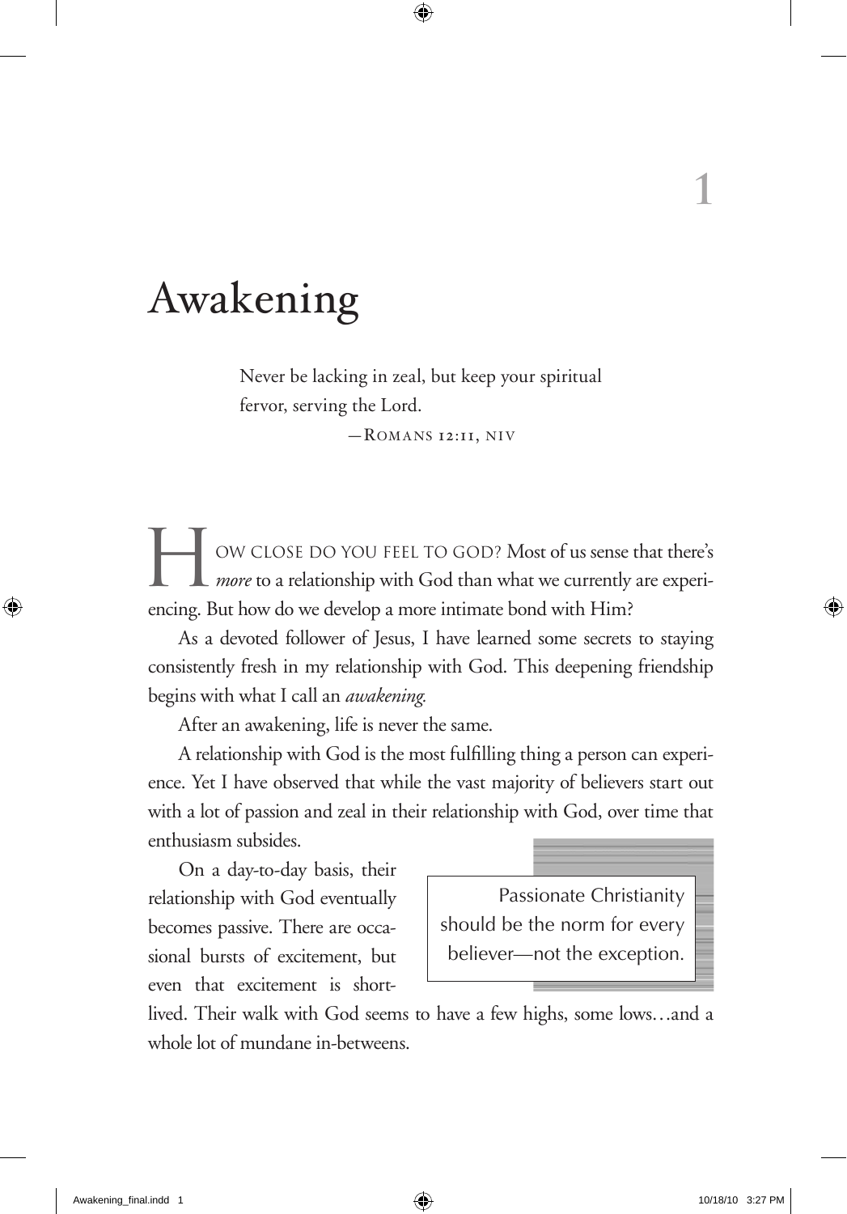# 1

# Awakening

> Never be lacking in zeal, but keep your spiritual fervor, serving the Lord.
>
> —Romans 12:11, NIV

HOW CLOSE DO YOU FEEL TO GOD? Most of us sense that there's *more* to a relationship with God than what we currently are experiencing. But how do we develop a more intimate bond with Him?

As a devoted follower of Jesus, I have learned some secrets to staying consistently fresh in my relationship with God. This deepening friendship begins with what I call an *awakening.*

After an awakening, life is never the same.

A relationship with God is the most fulfilling thing a person can experience. Yet I have observed that while the vast majority of believers start out with a lot of passion and zeal in their relationship with God, over time that enthusiasm subsides.

> Passionate Christianity should be the norm for every believer—not the exception.

On a day-to-day basis, their relationship with God eventually becomes passive. There are occasional bursts of excitement, but even that excitement is short-lived. Their walk with God seems to have a few highs, some lows…and a whole lot of mundane in-betweens.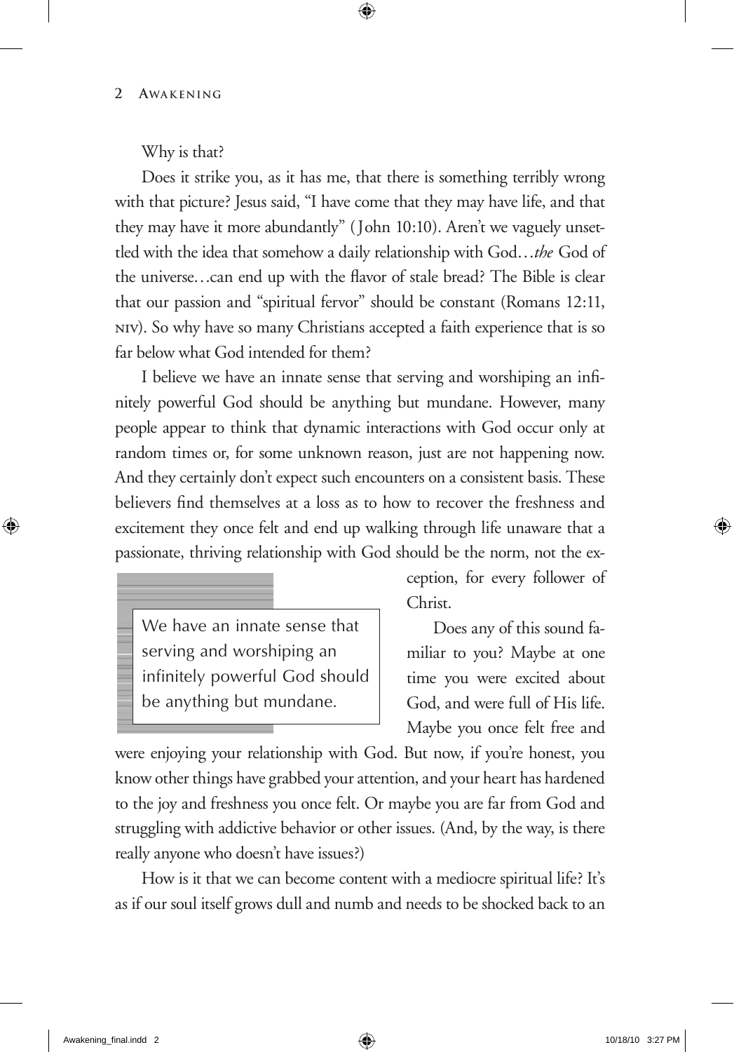Why is that?

Does it strike you, as it has me, that there is something terribly wrong with that picture? Jesus said, "I have come that they may have life, and that they may have it more abundantly" (John 10:10). Aren't we vaguely unsettled with the idea that somehow a daily relationship with God…*the* God of the universe…can end up with the flavor of stale bread? The Bible is clear that our passion and "spiritual fervor" should be constant (Romans 12:11, NIV). So why have so many Christians accepted a faith experience that is so far below what God intended for them?

I believe we have an innate sense that serving and worshiping an infinitely powerful God should be anything but mundane. However, many people appear to think that dynamic interactions with God occur only at random times or, for some unknown reason, just are not happening now. And they certainly don't expect such encounters on a consistent basis. These believers find themselves at a loss as to how to recover the freshness and excitement they once felt and end up walking through life unaware that a passionate, thriving relationship with God should be the norm, not the exception, for every follower of Christ.

> We have an innate sense that serving and worshiping an infinitely powerful God should be anything but mundane.

Does any of this sound familiar to you? Maybe at one time you were excited about God, and were full of His life. Maybe you once felt free and were enjoying your relationship with God. But now, if you're honest, you know other things have grabbed your attention, and your heart has hardened to the joy and freshness you once felt. Or maybe you are far from God and struggling with addictive behavior or other issues. (And, by the way, is there really anyone who doesn't have issues?)

How is it that we can become content with a mediocre spiritual life? It's as if our soul itself grows dull and numb and needs to be shocked back to an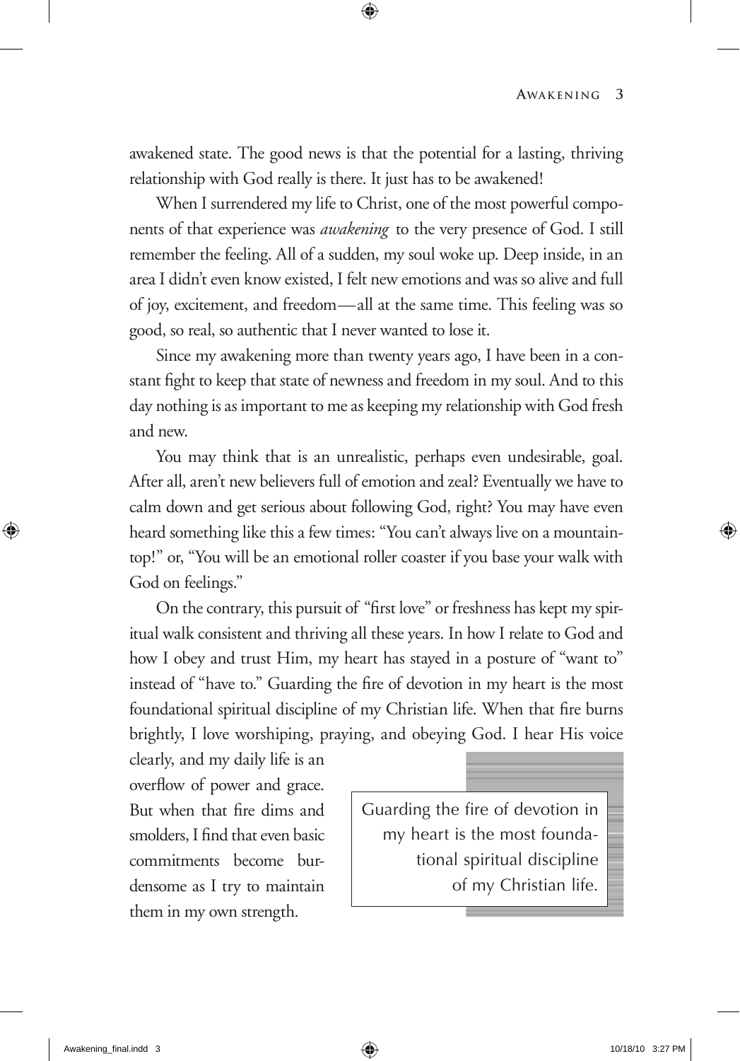awakened state. The good news is that the potential for a lasting, thriving relationship with God really is there. It just has to be awakened!

When I surrendered my life to Christ, one of the most powerful components of that experience was *awakening* to the very presence of God. I still remember the feeling. All of a sudden, my soul woke up. Deep inside, in an area I didn't even know existed, I felt new emotions and was so alive and full of joy, excitement, and freedom—all at the same time. This feeling was so good, so real, so authentic that I never wanted to lose it.

Since my awakening more than twenty years ago, I have been in a constant fight to keep that state of newness and freedom in my soul. And to this day nothing is as important to me as keeping my relationship with God fresh and new.

You may think that is an unrealistic, perhaps even undesirable, goal. After all, aren't new believers full of emotion and zeal? Eventually we have to calm down and get serious about following God, right? You may have even heard something like this a few times: "You can't always live on a mountaintop!" or, "You will be an emotional roller coaster if you base your walk with God on feelings."

On the contrary, this pursuit of "first love" or freshness has kept my spiritual walk consistent and thriving all these years. In how I relate to God and how I obey and trust Him, my heart has stayed in a posture of "want to" instead of "have to." Guarding the fire of devotion in my heart is the most foundational spiritual discipline of my Christian life. When that fire burns brightly, I love worshiping, praying, and obeying God. I hear His voice clearly, and my daily life is an overflow of power and grace. But when that fire dims and smolders, I find that even basic commitments become burdensome as I try to maintain them in my own strength.

> Guarding the fire of devotion in my heart is the most foundational spiritual discipline of my Christian life.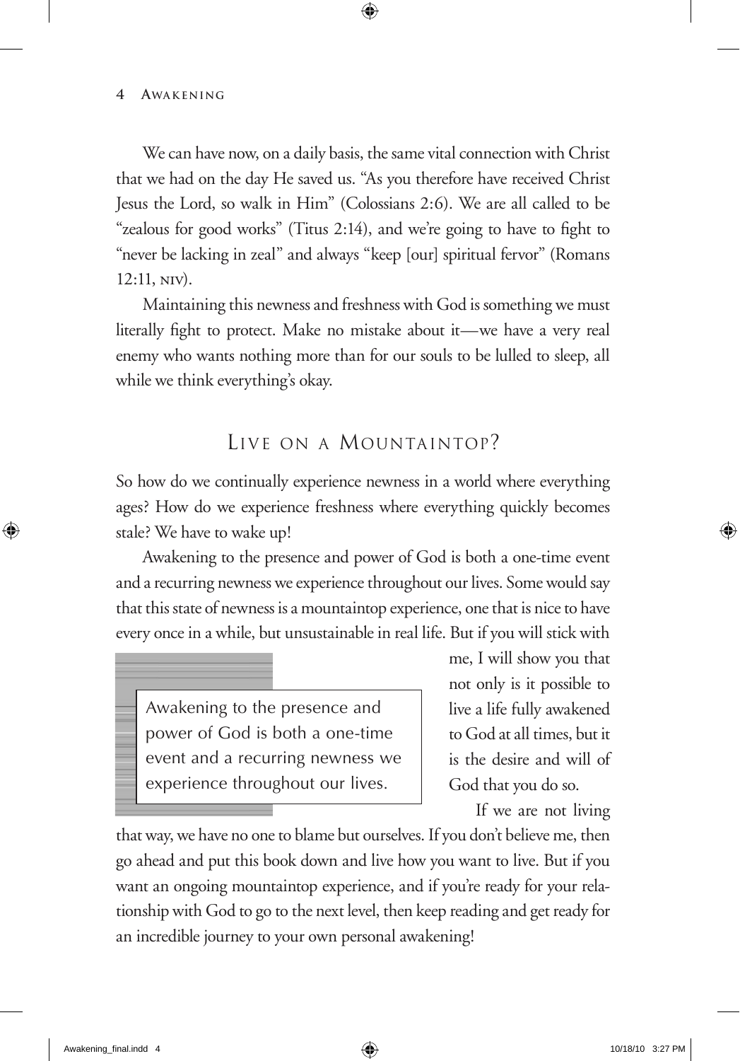We can have now, on a daily basis, the same vital connection with Christ that we had on the day He saved us. "As you therefore have received Christ Jesus the Lord, so walk in Him" (Colossians 2:6). We are all called to be "zealous for good works" (Titus 2:14), and we're going to have to fight to "never be lacking in zeal" and always "keep [our] spiritual fervor" (Romans 12:11, NIV).

Maintaining this newness and freshness with God is something we must literally fight to protect. Make no mistake about it—we have a very real enemy who wants nothing more than for our souls to be lulled to sleep, all while we think everything's okay.

## Live on a Mountaintop?

So how do we continually experience newness in a world where everything ages? How do we experience freshness where everything quickly becomes stale? We have to wake up!

Awakening to the presence and power of God is both a one-time event and a recurring newness we experience throughout our lives. Some would say that this state of newness is a mountaintop experience, one that is nice to have every once in a while, but unsustainable in real life. But if you will stick with me, I will show you that not only is it possible to live a life fully awakened to God at all times, but it is the desire and will of God that you do so.

> Awakening to the presence and power of God is both a one-time event and a recurring newness we experience throughout our lives.

If we are not living that way, we have no one to blame but ourselves. If you don't believe me, then go ahead and put this book down and live how you want to live. But if you want an ongoing mountaintop experience, and if you're ready for your relationship with God to go to the next level, then keep reading and get ready for an incredible journey to your own personal awakening!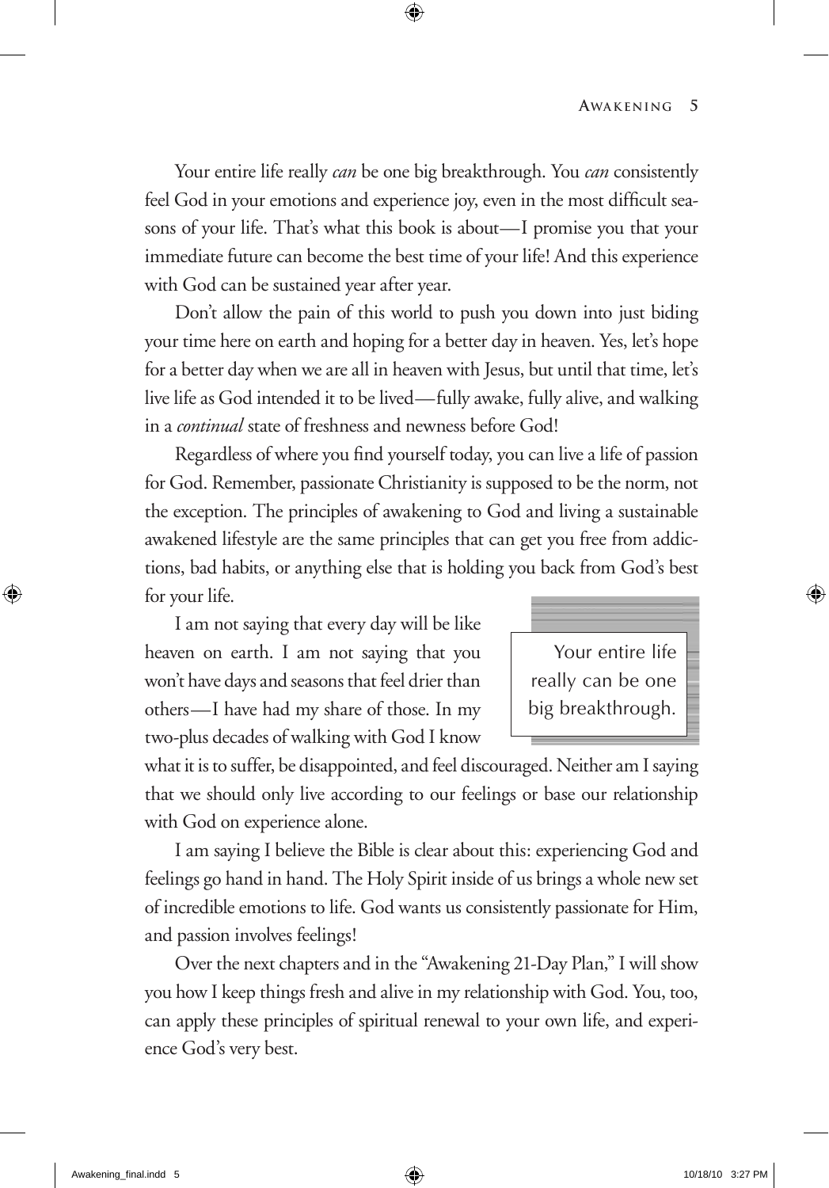Your entire life really *can* be one big breakthrough. You *can* consistently feel God in your emotions and experience joy, even in the most difficult seasons of your life. That's what this book is about—I promise you that your immediate future can become the best time of your life! And this experience with God can be sustained year after year.

Don't allow the pain of this world to push you down into just biding your time here on earth and hoping for a better day in heaven. Yes, let's hope for a better day when we are all in heaven with Jesus, but until that time, let's live life as God intended it to be lived—fully awake, fully alive, and walking in a *continual* state of freshness and newness before God!

Regardless of where you find yourself today, you can live a life of passion for God. Remember, passionate Christianity is supposed to be the norm, not the exception. The principles of awakening to God and living a sustainable awakened lifestyle are the same principles that can get you free from addictions, bad habits, or anything else that is holding you back from God's best for your life.

I am not saying that every day will be like heaven on earth. I am not saying that you won't have days and seasons that feel drier than others—I have had my share of those. In my two-plus decades of walking with God I know what it is to suffer, be disappointed, and feel discouraged. Neither am I saying that we should only live according to our feelings or base our relationship with God on experience alone.

> Your entire life really can be one big breakthrough.

I am saying I believe the Bible is clear about this: experiencing God and feelings go hand in hand. The Holy Spirit inside of us brings a whole new set of incredible emotions to life. God wants us consistently passionate for Him, and passion involves feelings!

Over the next chapters and in the "Awakening 21-Day Plan," I will show you how I keep things fresh and alive in my relationship with God. You, too, can apply these principles of spiritual renewal to your own life, and experience God's very best.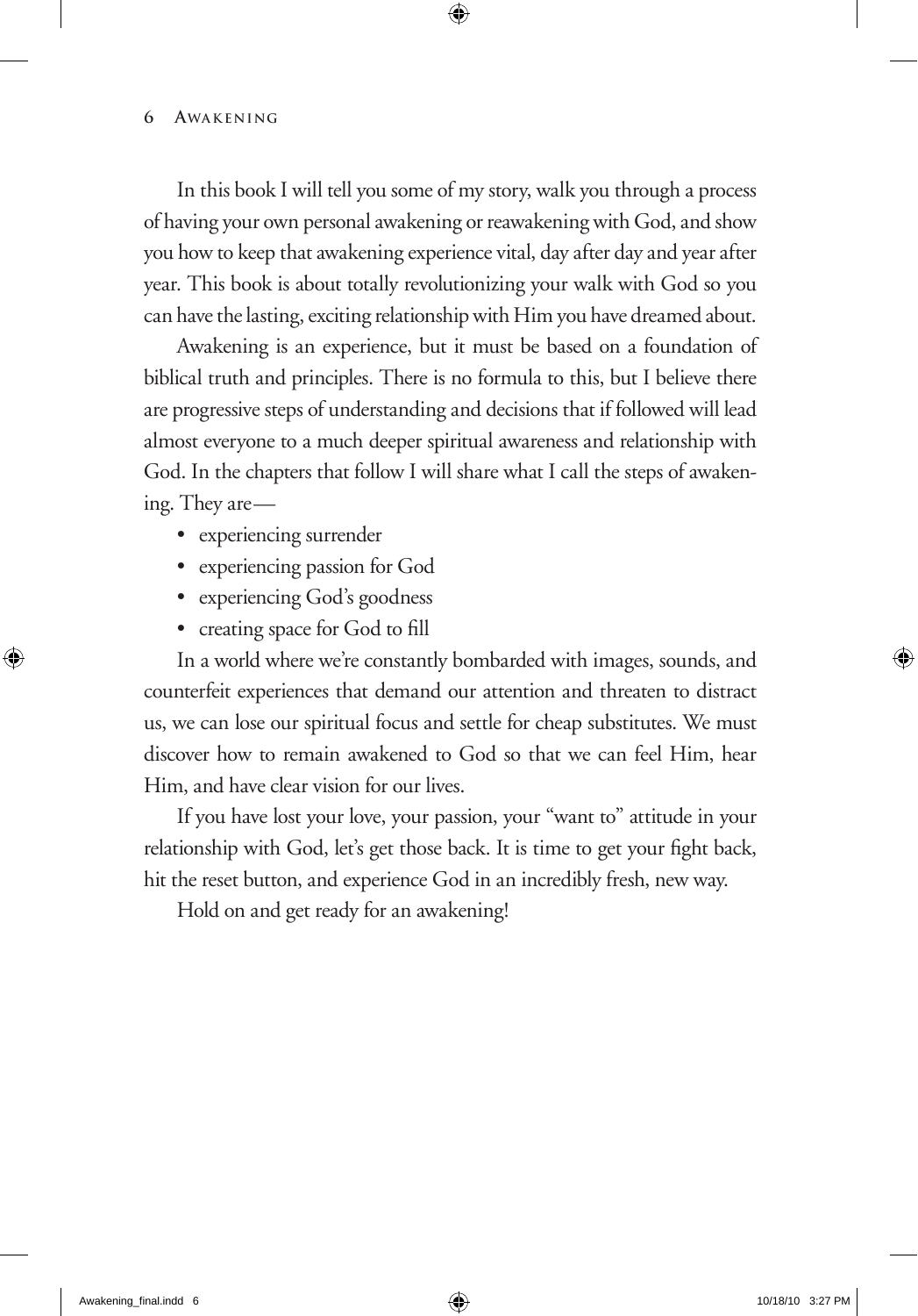In this book I will tell you some of my story, walk you through a process of having your own personal awakening or reawakening with God, and show you how to keep that awakening experience vital, day after day and year after year. This book is about totally revolutionizing your walk with God so you can have the lasting, exciting relationship with Him you have dreamed about.

Awakening is an experience, but it must be based on a foundation of biblical truth and principles. There is no formula to this, but I believe there are progressive steps of understanding and decisions that if followed will lead almost everyone to a much deeper spiritual awareness and relationship with God. In the chapters that follow I will share what I call the steps of awakening. They are—

- experiencing surrender
- experiencing passion for God
- experiencing God's goodness
- creating space for God to fill

In a world where we're constantly bombarded with images, sounds, and counterfeit experiences that demand our attention and threaten to distract us, we can lose our spiritual focus and settle for cheap substitutes. We must discover how to remain awakened to God so that we can feel Him, hear Him, and have clear vision for our lives.

If you have lost your love, your passion, your "want to" attitude in your relationship with God, let's get those back. It is time to get your fight back, hit the reset button, and experience God in an incredibly fresh, new way.

Hold on and get ready for an awakening!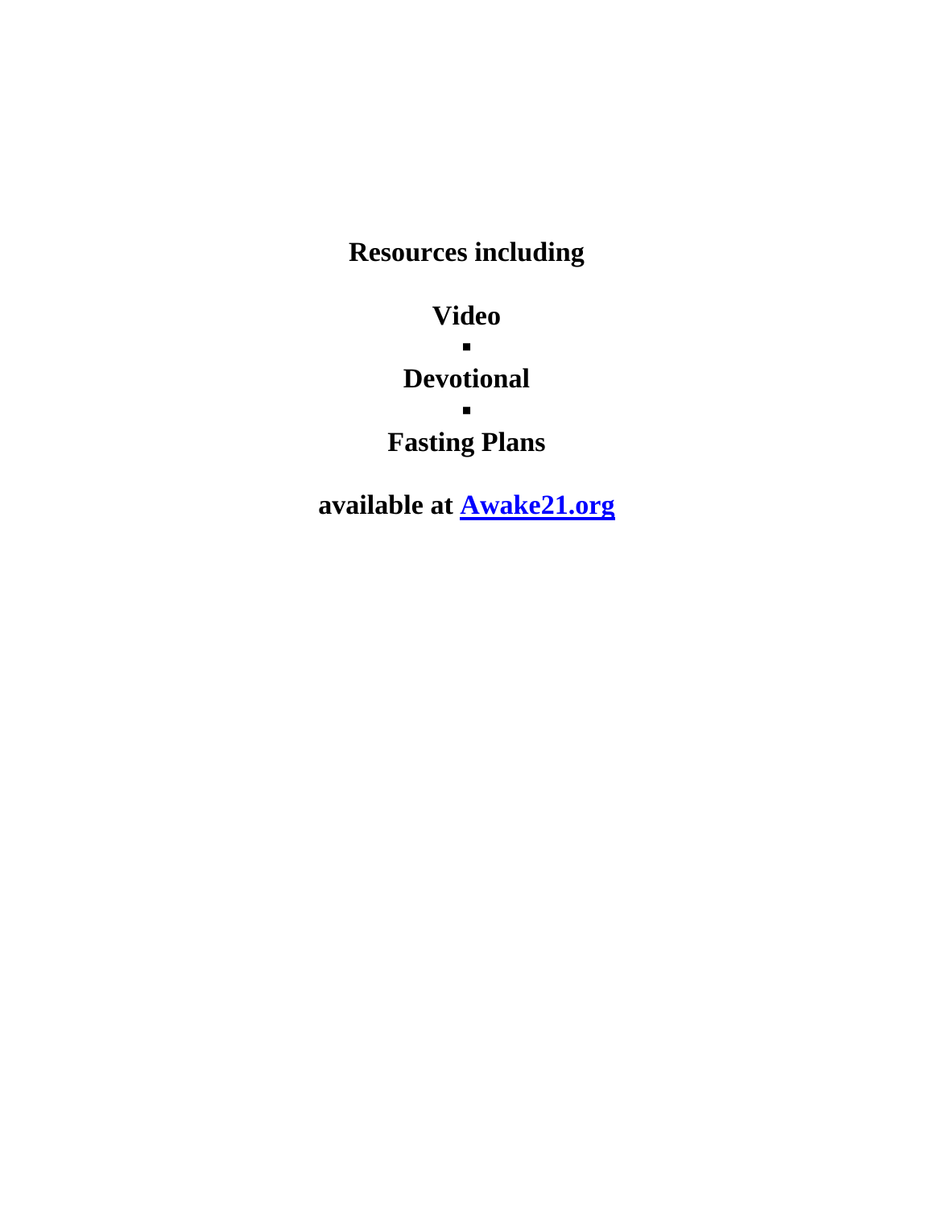**Resources including**

**Video**

▪

**Devotional**

▪

**Fasting Plans**

**available at [Awake21.org](Awake21.org)**